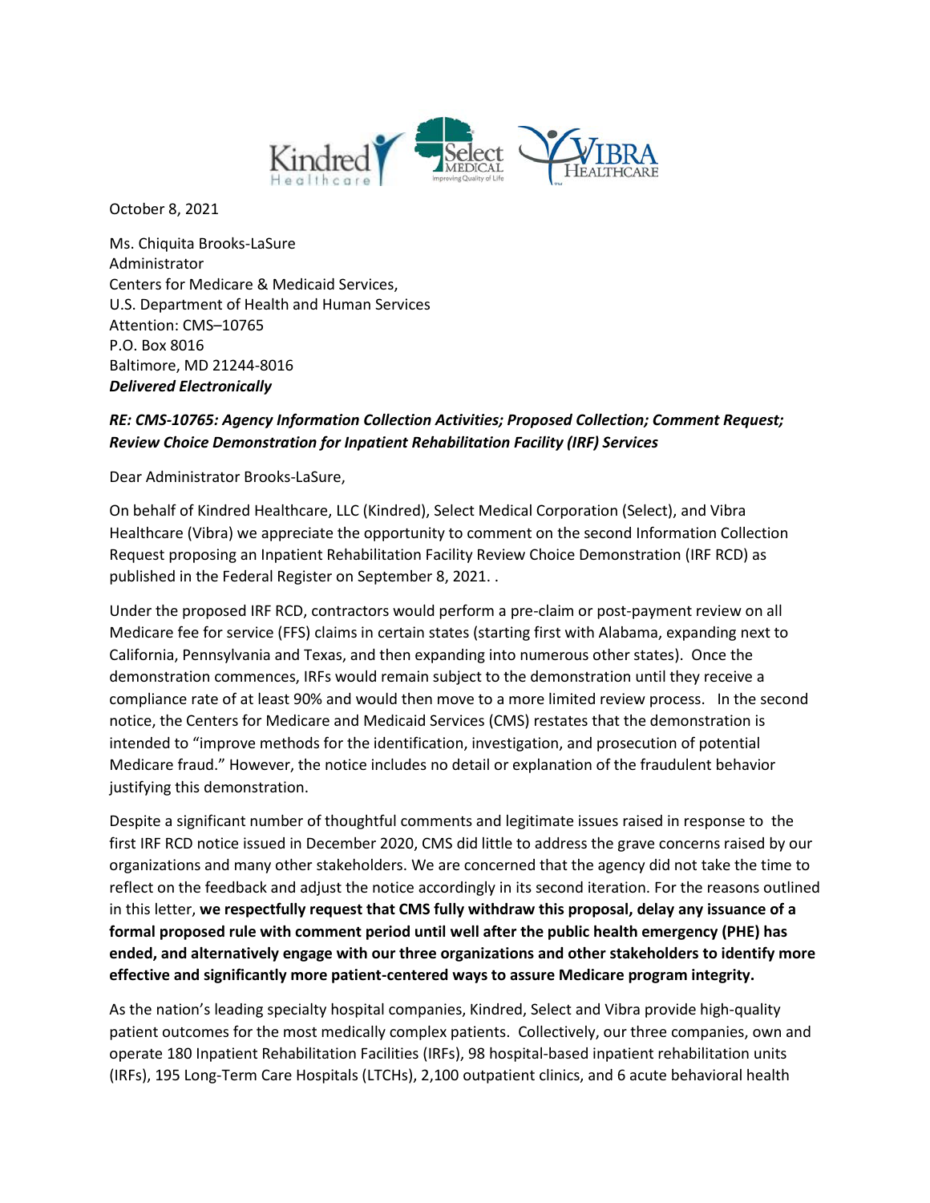October 8, 2021

Ms. Chiquita Brooks-LaSure
Administrator
Centers for Medicare & Medicaid Services,
U.S. Department of Health and Human Services
Attention: CMS–10765
P.O. Box 8016
Baltimore, MD 21244-8016
***Delivered Electronically***

***RE: CMS-10765: Agency Information Collection Activities; Proposed Collection; Comment Request; Review Choice Demonstration for Inpatient Rehabilitation Facility (IRF) Services***

Dear Administrator Brooks-LaSure,

On behalf of Kindred Healthcare, LLC (Kindred), Select Medical Corporation (Select), and Vibra Healthcare (Vibra) we appreciate the opportunity to comment on the second Information Collection Request proposing an Inpatient Rehabilitation Facility Review Choice Demonstration (IRF RCD) as published in the Federal Register on September 8, 2021. .

Under the proposed IRF RCD, contractors would perform a pre-claim or post-payment review on all Medicare fee for service (FFS) claims in certain states (starting first with Alabama, expanding next to California, Pennsylvania and Texas, and then expanding into numerous other states). Once the demonstration commences, IRFs would remain subject to the demonstration until they receive a compliance rate of at least 90% and would then move to a more limited review process. In the second notice, the Centers for Medicare and Medicaid Services (CMS) restates that the demonstration is intended to "improve methods for the identification, investigation, and prosecution of potential Medicare fraud." However, the notice includes no detail or explanation of the fraudulent behavior justifying this demonstration.

Despite a significant number of thoughtful comments and legitimate issues raised in response to the first IRF RCD notice issued in December 2020, CMS did little to address the grave concerns raised by our organizations and many other stakeholders. We are concerned that the agency did not take the time to reflect on the feedback and adjust the notice accordingly in its second iteration. For the reasons outlined in this letter, **we respectfully request that CMS fully withdraw this proposal, delay any issuance of a formal proposed rule with comment period until well after the public health emergency (PHE) has ended, and alternatively engage with our three organizations and other stakeholders to identify more effective and significantly more patient-centered ways to assure Medicare program integrity.**

As the nation's leading specialty hospital companies, Kindred, Select and Vibra provide high-quality patient outcomes for the most medically complex patients. Collectively, our three companies, own and operate 180 Inpatient Rehabilitation Facilities (IRFs), 98 hospital-based inpatient rehabilitation units (IRFs), 195 Long-Term Care Hospitals (LTCHs), 2,100 outpatient clinics, and 6 acute behavioral health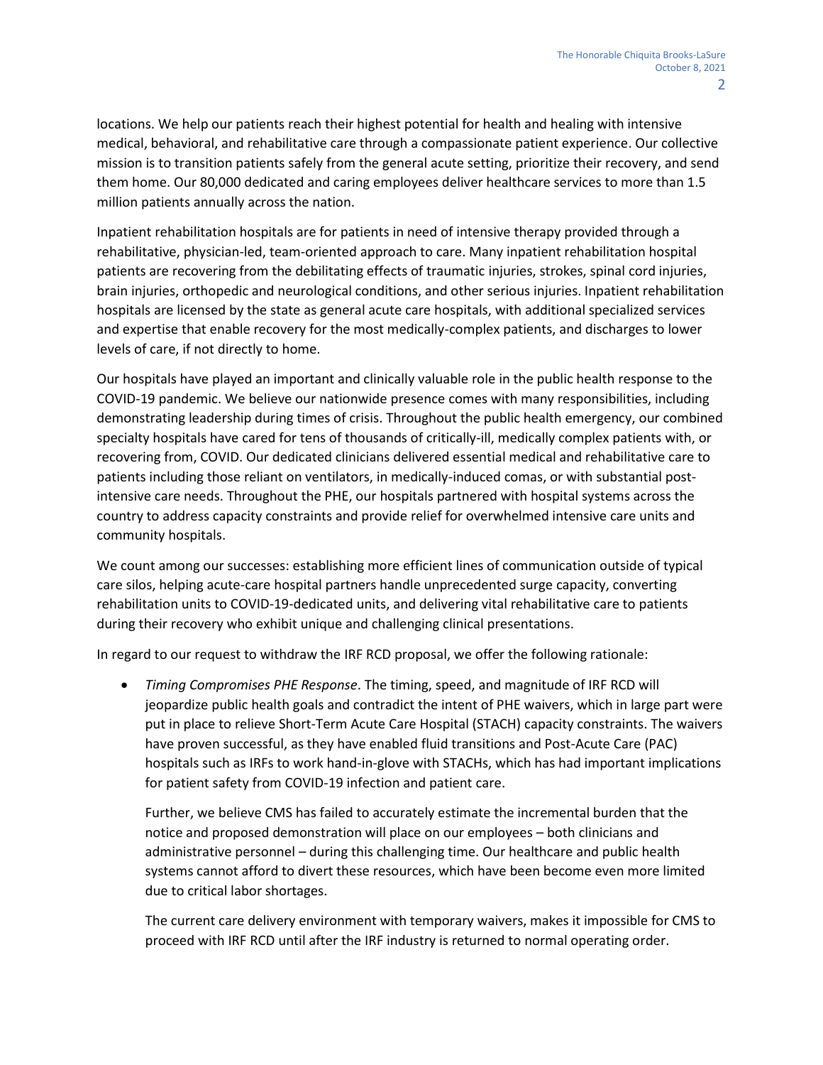locations. We help our patients reach their highest potential for health and healing with intensive medical, behavioral, and rehabilitative care through a compassionate patient experience. Our collective mission is to transition patients safely from the general acute setting, prioritize their recovery, and send them home. Our 80,000 dedicated and caring employees deliver healthcare services to more than 1.5 million patients annually across the nation.

Inpatient rehabilitation hospitals are for patients in need of intensive therapy provided through a rehabilitative, physician-led, team-oriented approach to care. Many inpatient rehabilitation hospital patients are recovering from the debilitating effects of traumatic injuries, strokes, spinal cord injuries, brain injuries, orthopedic and neurological conditions, and other serious injuries. Inpatient rehabilitation hospitals are licensed by the state as general acute care hospitals, with additional specialized services and expertise that enable recovery for the most medically-complex patients, and discharges to lower levels of care, if not directly to home.

Our hospitals have played an important and clinically valuable role in the public health response to the COVID-19 pandemic. We believe our nationwide presence comes with many responsibilities, including demonstrating leadership during times of crisis. Throughout the public health emergency, our combined specialty hospitals have cared for tens of thousands of critically-ill, medically complex patients with, or recovering from, COVID. Our dedicated clinicians delivered essential medical and rehabilitative care to patients including those reliant on ventilators, in medically-induced comas, or with substantial post-intensive care needs. Throughout the PHE, our hospitals partnered with hospital systems across the country to address capacity constraints and provide relief for overwhelmed intensive care units and community hospitals.

We count among our successes: establishing more efficient lines of communication outside of typical care silos, helping acute-care hospital partners handle unprecedented surge capacity, converting rehabilitation units to COVID-19-dedicated units, and delivering vital rehabilitative care to patients during their recovery who exhibit unique and challenging clinical presentations.

In regard to our request to withdraw the IRF RCD proposal, we offer the following rationale:

- *Timing Compromises PHE Response*. The timing, speed, and magnitude of IRF RCD will jeopardize public health goals and contradict the intent of PHE waivers, which in large part were put in place to relieve Short-Term Acute Care Hospital (STACH) capacity constraints. The waivers have proven successful, as they have enabled fluid transitions and Post-Acute Care (PAC) hospitals such as IRFs to work hand-in-glove with STACHs, which has had important implications for patient safety from COVID-19 infection and patient care.

  Further, we believe CMS has failed to accurately estimate the incremental burden that the notice and proposed demonstration will place on our employees – both clinicians and administrative personnel – during this challenging time. Our healthcare and public health systems cannot afford to divert these resources, which have been become even more limited due to critical labor shortages.

  The current care delivery environment with temporary waivers, makes it impossible for CMS to proceed with IRF RCD until after the IRF industry is returned to normal operating order.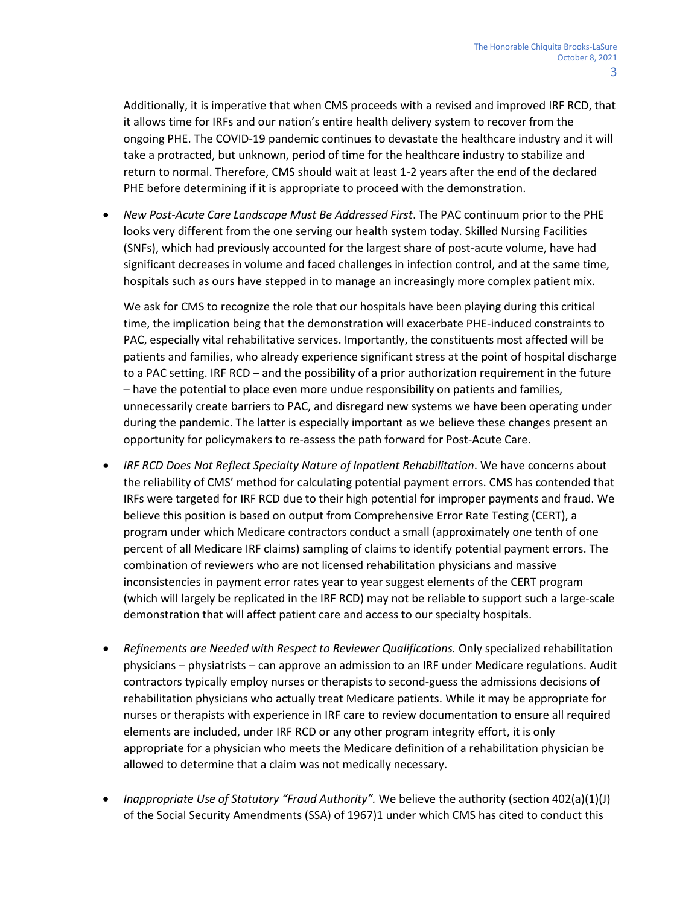Additionally, it is imperative that when CMS proceeds with a revised and improved IRF RCD, that it allows time for IRFs and our nation's entire health delivery system to recover from the ongoing PHE. The COVID-19 pandemic continues to devastate the healthcare industry and it will take a protracted, but unknown, period of time for the healthcare industry to stabilize and return to normal. Therefore, CMS should wait at least 1-2 years after the end of the declared PHE before determining if it is appropriate to proceed with the demonstration.

- *New Post-Acute Care Landscape Must Be Addressed First*. The PAC continuum prior to the PHE looks very different from the one serving our health system today. Skilled Nursing Facilities (SNFs), which had previously accounted for the largest share of post-acute volume, have had significant decreases in volume and faced challenges in infection control, and at the same time, hospitals such as ours have stepped in to manage an increasingly more complex patient mix.

  We ask for CMS to recognize the role that our hospitals have been playing during this critical time, the implication being that the demonstration will exacerbate PHE-induced constraints to PAC, especially vital rehabilitative services. Importantly, the constituents most affected will be patients and families, who already experience significant stress at the point of hospital discharge to a PAC setting. IRF RCD – and the possibility of a prior authorization requirement in the future – have the potential to place even more undue responsibility on patients and families, unnecessarily create barriers to PAC, and disregard new systems we have been operating under during the pandemic. The latter is especially important as we believe these changes present an opportunity for policymakers to re-assess the path forward for Post-Acute Care.

- *IRF RCD Does Not Reflect Specialty Nature of Inpatient Rehabilitation*. We have concerns about the reliability of CMS' method for calculating potential payment errors. CMS has contended that IRFs were targeted for IRF RCD due to their high potential for improper payments and fraud. We believe this position is based on output from Comprehensive Error Rate Testing (CERT), a program under which Medicare contractors conduct a small (approximately one tenth of one percent of all Medicare IRF claims) sampling of claims to identify potential payment errors. The combination of reviewers who are not licensed rehabilitation physicians and massive inconsistencies in payment error rates year to year suggest elements of the CERT program (which will largely be replicated in the IRF RCD) may not be reliable to support such a large-scale demonstration that will affect patient care and access to our specialty hospitals.

- *Refinements are Needed with Respect to Reviewer Qualifications.* Only specialized rehabilitation physicians – physiatrists – can approve an admission to an IRF under Medicare regulations. Audit contractors typically employ nurses or therapists to second-guess the admissions decisions of rehabilitation physicians who actually treat Medicare patients. While it may be appropriate for nurses or therapists with experience in IRF care to review documentation to ensure all required elements are included, under IRF RCD or any other program integrity effort, it is only appropriate for a physician who meets the Medicare definition of a rehabilitation physician be allowed to determine that a claim was not medically necessary.

- *Inappropriate Use of Statutory "Fraud Authority".* We believe the authority (section 402(a)(1)(J) of the Social Security Amendments (SSA) of 1967)[1] under which CMS has cited to conduct this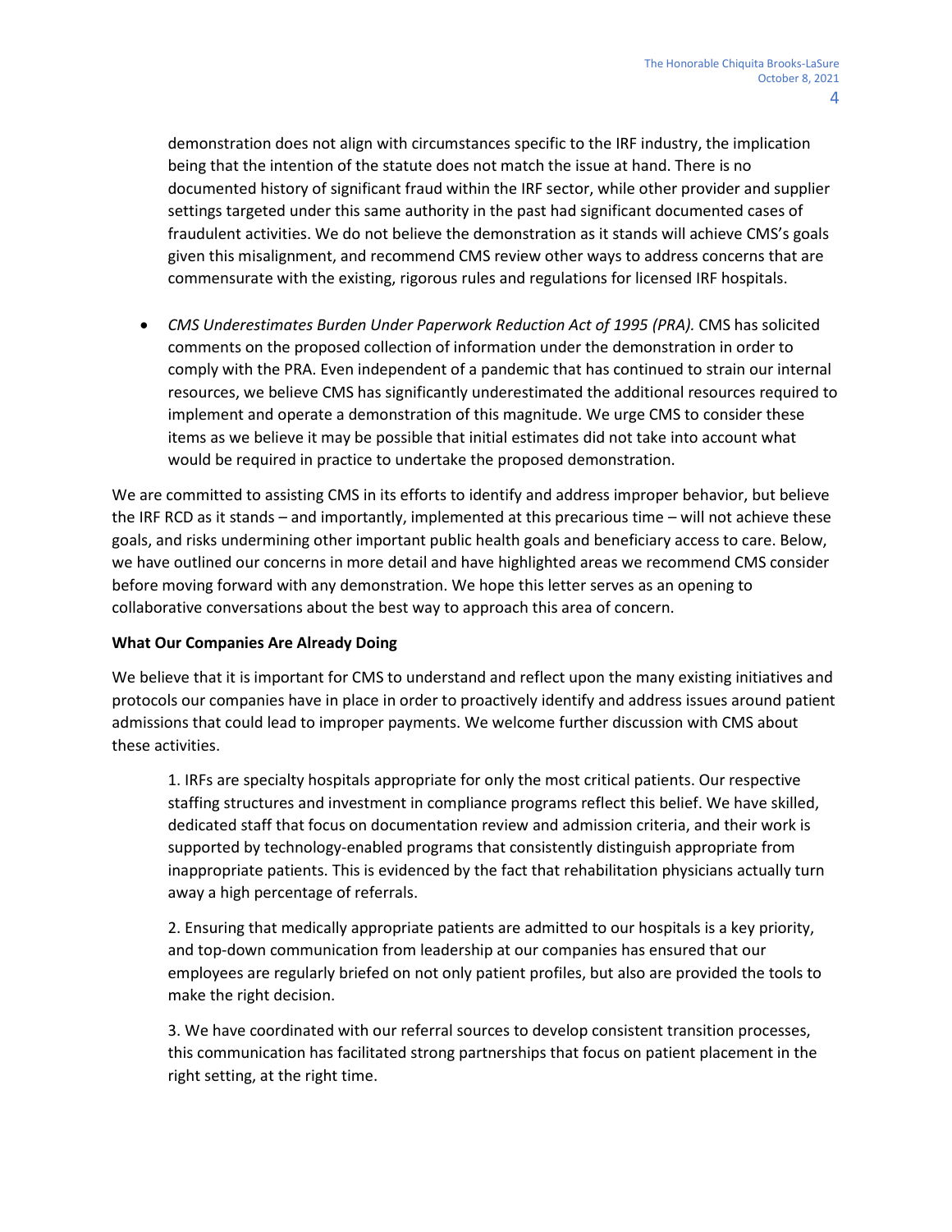demonstration does not align with circumstances specific to the IRF industry, the implication being that the intention of the statute does not match the issue at hand. There is no documented history of significant fraud within the IRF sector, while other provider and supplier settings targeted under this same authority in the past had significant documented cases of fraudulent activities. We do not believe the demonstration as it stands will achieve CMS's goals given this misalignment, and recommend CMS review other ways to address concerns that are commensurate with the existing, rigorous rules and regulations for licensed IRF hospitals.

- *CMS Underestimates Burden Under Paperwork Reduction Act of 1995 (PRA).* CMS has solicited comments on the proposed collection of information under the demonstration in order to comply with the PRA. Even independent of a pandemic that has continued to strain our internal resources, we believe CMS has significantly underestimated the additional resources required to implement and operate a demonstration of this magnitude. We urge CMS to consider these items as we believe it may be possible that initial estimates did not take into account what would be required in practice to undertake the proposed demonstration.

We are committed to assisting CMS in its efforts to identify and address improper behavior, but believe the IRF RCD as it stands – and importantly, implemented at this precarious time – will not achieve these goals, and risks undermining other important public health goals and beneficiary access to care. Below, we have outlined our concerns in more detail and have highlighted areas we recommend CMS consider before moving forward with any demonstration. We hope this letter serves as an opening to collaborative conversations about the best way to approach this area of concern.

**What Our Companies Are Already Doing**

We believe that it is important for CMS to understand and reflect upon the many existing initiatives and protocols our companies have in place in order to proactively identify and address issues around patient admissions that could lead to improper payments. We welcome further discussion with CMS about these activities.

1. IRFs are specialty hospitals appropriate for only the most critical patients. Our respective staffing structures and investment in compliance programs reflect this belief. We have skilled, dedicated staff that focus on documentation review and admission criteria, and their work is supported by technology-enabled programs that consistently distinguish appropriate from inappropriate patients. This is evidenced by the fact that rehabilitation physicians actually turn away a high percentage of referrals.

2. Ensuring that medically appropriate patients are admitted to our hospitals is a key priority, and top-down communication from leadership at our companies has ensured that our employees are regularly briefed on not only patient profiles, but also are provided the tools to make the right decision.

3. We have coordinated with our referral sources to develop consistent transition processes, this communication has facilitated strong partnerships that focus on patient placement in the right setting, at the right time.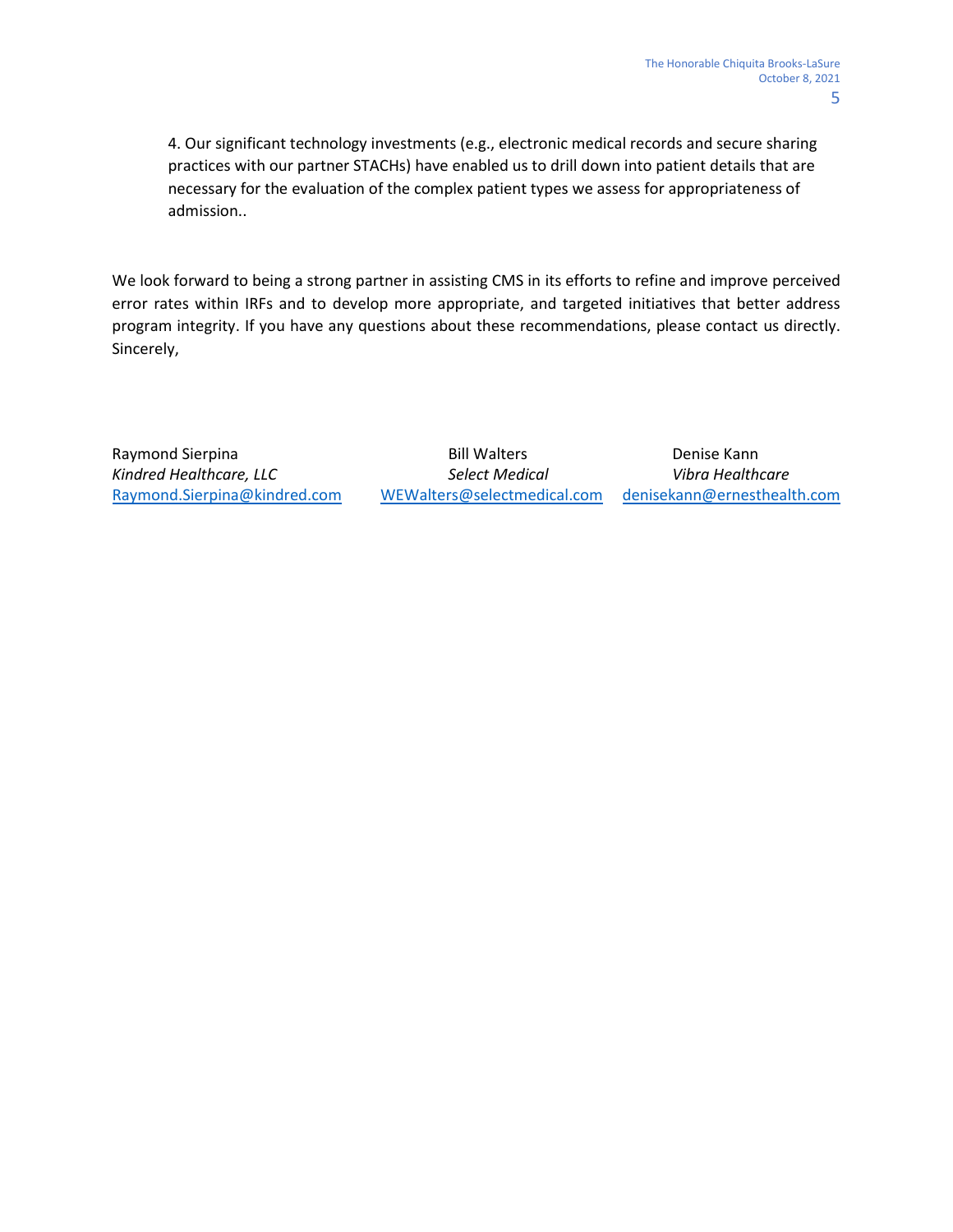4. Our significant technology investments (e.g., electronic medical records and secure sharing practices with our partner STACHs) have enabled us to drill down into patient details that are necessary for the evaluation of the complex patient types we assess for appropriateness of admission..

We look forward to being a strong partner in assisting CMS in its efforts to refine and improve perceived error rates within IRFs and to develop more appropriate, and targeted initiatives that better address program integrity. If you have any questions about these recommendations, please contact us directly.

Sincerely,

Raymond Sierpina
*Kindred Healthcare, LLC*
Raymond.Sierpina@kindred.com

Bill Walters
*Select Medical*
WEWalters@selectmedical.com

Denise Kann
*Vibra Healthcare*
denisekann@ernesthealth.com